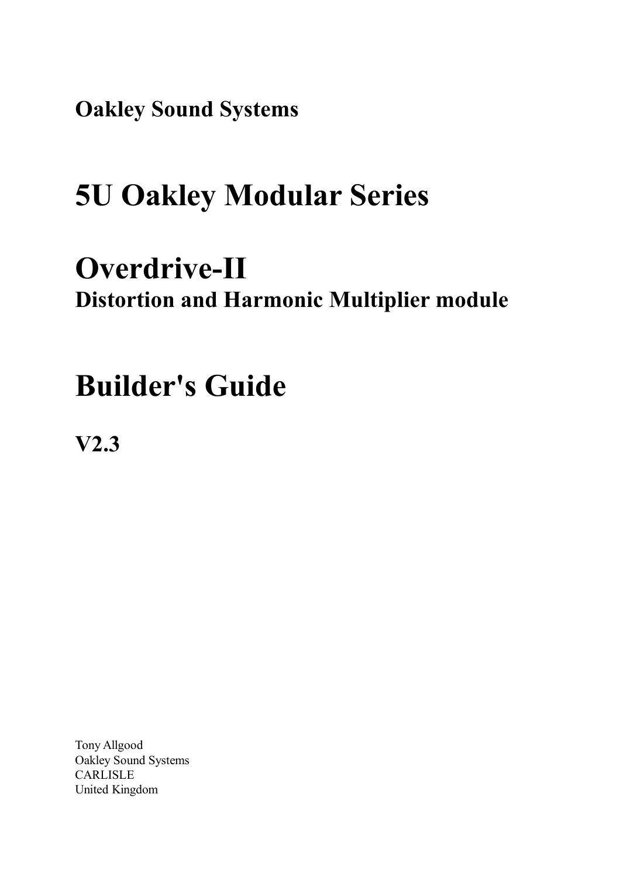**Oakley Sound Systems**

# 5U Oakley Modular Series

# Overdrive-II
## Distortion and Harmonic Multiplier module

# Builder's Guide

**V2.3**

Tony Allgood
Oakley Sound Systems
CARLISLE
United Kingdom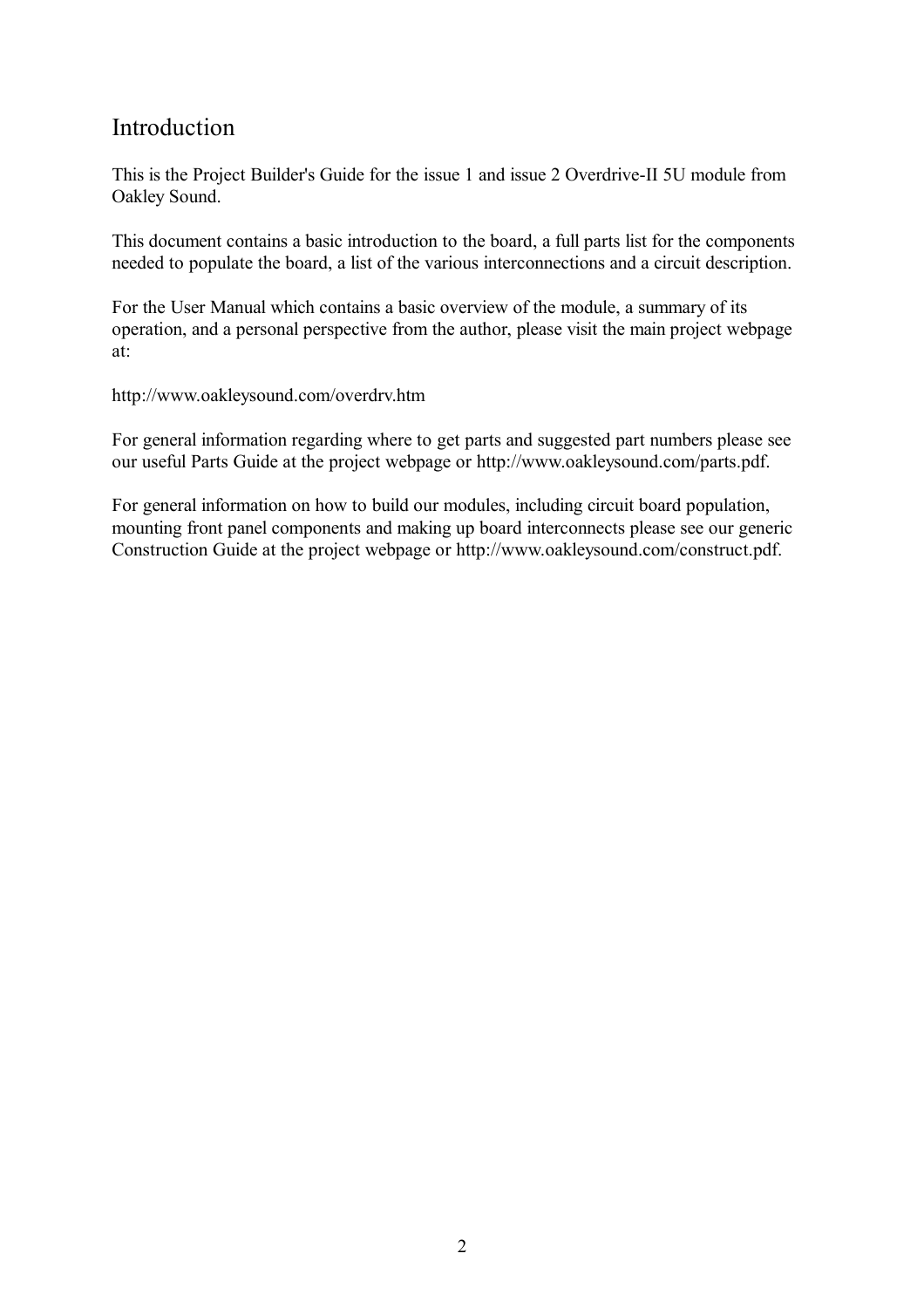# Introduction

This is the Project Builder's Guide for the issue 1 and issue 2 Overdrive-II 5U module from Oakley Sound.

This document contains a basic introduction to the board, a full parts list for the components needed to populate the board, a list of the various interconnections and a circuit description.

For the User Manual which contains a basic overview of the module, a summary of its operation, and a personal perspective from the author, please visit the main project webpage at:

http://www.oakleysound.com/overdrv.htm

For general information regarding where to get parts and suggested part numbers please see our useful Parts Guide at the project webpage or http://www.oakleysound.com/parts.pdf.

For general information on how to build our modules, including circuit board population, mounting front panel components and making up board interconnects please see our generic Construction Guide at the project webpage or http://www.oakleysound.com/construct.pdf.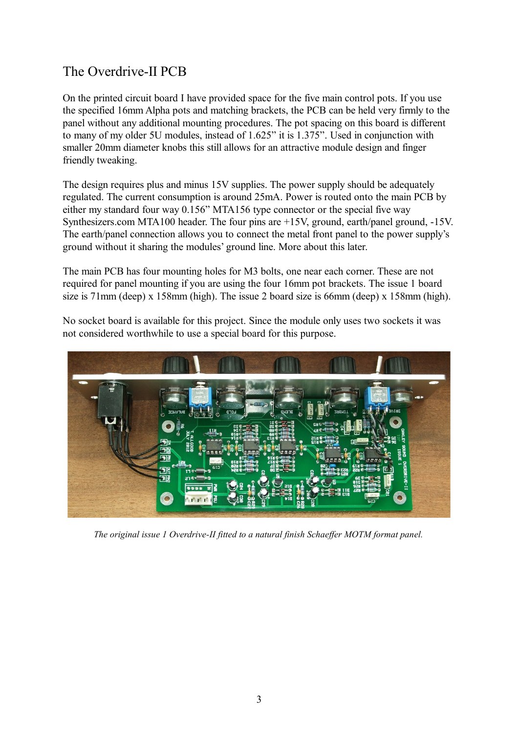## The Overdrive-II PCB

On the printed circuit board I have provided space for the five main control pots. If you use the specified 16mm Alpha pots and matching brackets, the PCB can be held very firmly to the panel without any additional mounting procedures. The pot spacing on this board is different to many of my older 5U modules, instead of 1.625" it is 1.375". Used in conjunction with smaller 20mm diameter knobs this still allows for an attractive module design and finger friendly tweaking.

The design requires plus and minus 15V supplies. The power supply should be adequately regulated. The current consumption is around 25mA. Power is routed onto the main PCB by either my standard four way 0.156" MTA156 type connector or the special five way Synthesizers.com MTA100 header. The four pins are +15V, ground, earth/panel ground, -15V. The earth/panel connection allows you to connect the metal front panel to the power supply's ground without it sharing the modules' ground line. More about this later.

The main PCB has four mounting holes for M3 bolts, one near each corner. These are not required for panel mounting if you are using the four 16mm pot brackets. The issue 1 board size is 71mm (deep) x 158mm (high). The issue 2 board size is 66mm (deep) x 158mm (high).

No socket board is available for this project. Since the module only uses two sockets it was not considered worthwhile to use a special board for this purpose.

*The original issue 1 Overdrive-II fitted to a natural finish Schaeffer MOTM format panel.*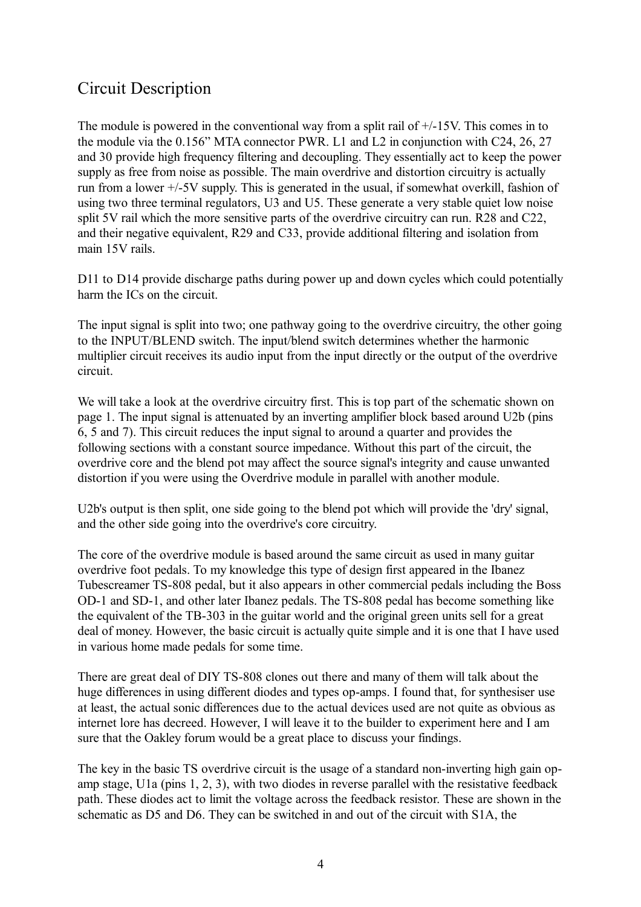## Circuit Description

The module is powered in the conventional way from a split rail of +/-15V. This comes in to the module via the 0.156" MTA connector PWR. L1 and L2 in conjunction with C24, 26, 27 and 30 provide high frequency filtering and decoupling. They essentially act to keep the power supply as free from noise as possible. The main overdrive and distortion circuitry is actually run from a lower +/-5V supply. This is generated in the usual, if somewhat overkill, fashion of using two three terminal regulators, U3 and U5. These generate a very stable quiet low noise split 5V rail which the more sensitive parts of the overdrive circuitry can run. R28 and C22, and their negative equivalent, R29 and C33, provide additional filtering and isolation from main 15V rails.

D11 to D14 provide discharge paths during power up and down cycles which could potentially harm the ICs on the circuit.

The input signal is split into two; one pathway going to the overdrive circuitry, the other going to the INPUT/BLEND switch. The input/blend switch determines whether the harmonic multiplier circuit receives its audio input from the input directly or the output of the overdrive circuit.

We will take a look at the overdrive circuitry first. This is top part of the schematic shown on page 1. The input signal is attenuated by an inverting amplifier block based around U2b (pins 6, 5 and 7). This circuit reduces the input signal to around a quarter and provides the following sections with a constant source impedance. Without this part of the circuit, the overdrive core and the blend pot may affect the source signal's integrity and cause unwanted distortion if you were using the Overdrive module in parallel with another module.

U2b's output is then split, one side going to the blend pot which will provide the 'dry' signal, and the other side going into the overdrive's core circuitry.

The core of the overdrive module is based around the same circuit as used in many guitar overdrive foot pedals. To my knowledge this type of design first appeared in the Ibanez Tubescreamer TS-808 pedal, but it also appears in other commercial pedals including the Boss OD-1 and SD-1, and other later Ibanez pedals. The TS-808 pedal has become something like the equivalent of the TB-303 in the guitar world and the original green units sell for a great deal of money. However, the basic circuit is actually quite simple and it is one that I have used in various home made pedals for some time.

There are great deal of DIY TS-808 clones out there and many of them will talk about the huge differences in using different diodes and types op-amps. I found that, for synthesiser use at least, the actual sonic differences due to the actual devices used are not quite as obvious as internet lore has decreed. However, I will leave it to the builder to experiment here and I am sure that the Oakley forum would be a great place to discuss your findings.

The key in the basic TS overdrive circuit is the usage of a standard non-inverting high gain op-amp stage, U1a (pins 1, 2, 3), with two diodes in reverse parallel with the resistative feedback path. These diodes act to limit the voltage across the feedback resistor. These are shown in the schematic as D5 and D6. They can be switched in and out of the circuit with S1A, the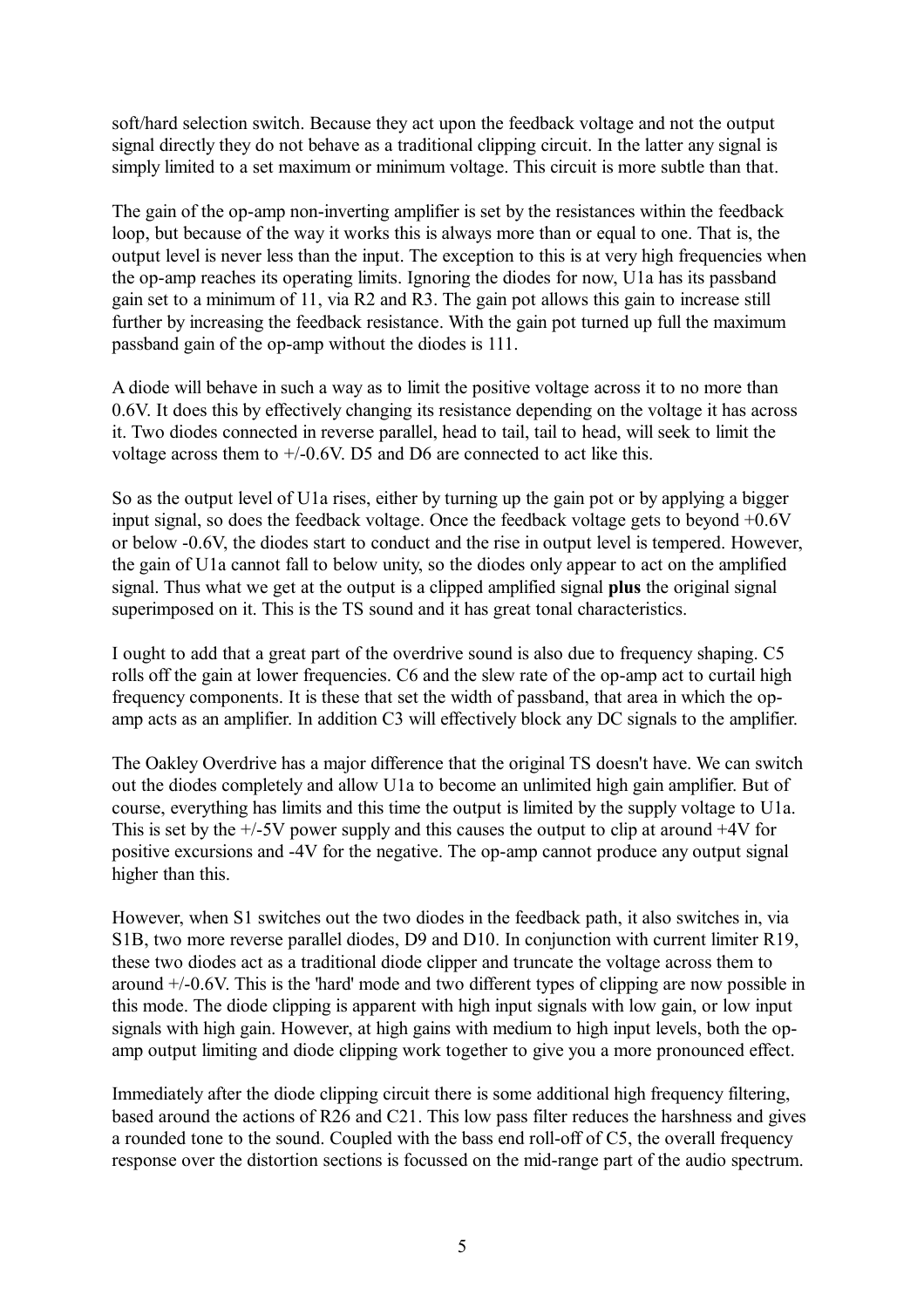soft/hard selection switch. Because they act upon the feedback voltage and not the output signal directly they do not behave as a traditional clipping circuit. In the latter any signal is simply limited to a set maximum or minimum voltage. This circuit is more subtle than that.

The gain of the op-amp non-inverting amplifier is set by the resistances within the feedback loop, but because of the way it works this is always more than or equal to one. That is, the output level is never less than the input. The exception to this is at very high frequencies when the op-amp reaches its operating limits. Ignoring the diodes for now, U1a has its passband gain set to a minimum of 11, via R2 and R3. The gain pot allows this gain to increase still further by increasing the feedback resistance. With the gain pot turned up full the maximum passband gain of the op-amp without the diodes is 111.

A diode will behave in such a way as to limit the positive voltage across it to no more than 0.6V. It does this by effectively changing its resistance depending on the voltage it has across it. Two diodes connected in reverse parallel, head to tail, tail to head, will seek to limit the voltage across them to +/-0.6V. D5 and D6 are connected to act like this.

So as the output level of U1a rises, either by turning up the gain pot or by applying a bigger input signal, so does the feedback voltage. Once the feedback voltage gets to beyond +0.6V or below -0.6V, the diodes start to conduct and the rise in output level is tempered. However, the gain of U1a cannot fall to below unity, so the diodes only appear to act on the amplified signal. Thus what we get at the output is a clipped amplified signal **plus** the original signal superimposed on it. This is the TS sound and it has great tonal characteristics.

I ought to add that a great part of the overdrive sound is also due to frequency shaping. C5 rolls off the gain at lower frequencies. C6 and the slew rate of the op-amp act to curtail high frequency components. It is these that set the width of passband, that area in which the op-amp acts as an amplifier. In addition C3 will effectively block any DC signals to the amplifier.

The Oakley Overdrive has a major difference that the original TS doesn't have. We can switch out the diodes completely and allow U1a to become an unlimited high gain amplifier. But of course, everything has limits and this time the output is limited by the supply voltage to U1a. This is set by the +/-5V power supply and this causes the output to clip at around +4V for positive excursions and -4V for the negative. The op-amp cannot produce any output signal higher than this.

However, when S1 switches out the two diodes in the feedback path, it also switches in, via S1B, two more reverse parallel diodes, D9 and D10. In conjunction with current limiter R19, these two diodes act as a traditional diode clipper and truncate the voltage across them to around +/-0.6V. This is the 'hard' mode and two different types of clipping are now possible in this mode. The diode clipping is apparent with high input signals with low gain, or low input signals with high gain. However, at high gains with medium to high input levels, both the op-amp output limiting and diode clipping work together to give you a more pronounced effect.

Immediately after the diode clipping circuit there is some additional high frequency filtering, based around the actions of R26 and C21. This low pass filter reduces the harshness and gives a rounded tone to the sound. Coupled with the bass end roll-off of C5, the overall frequency response over the distortion sections is focussed on the mid-range part of the audio spectrum.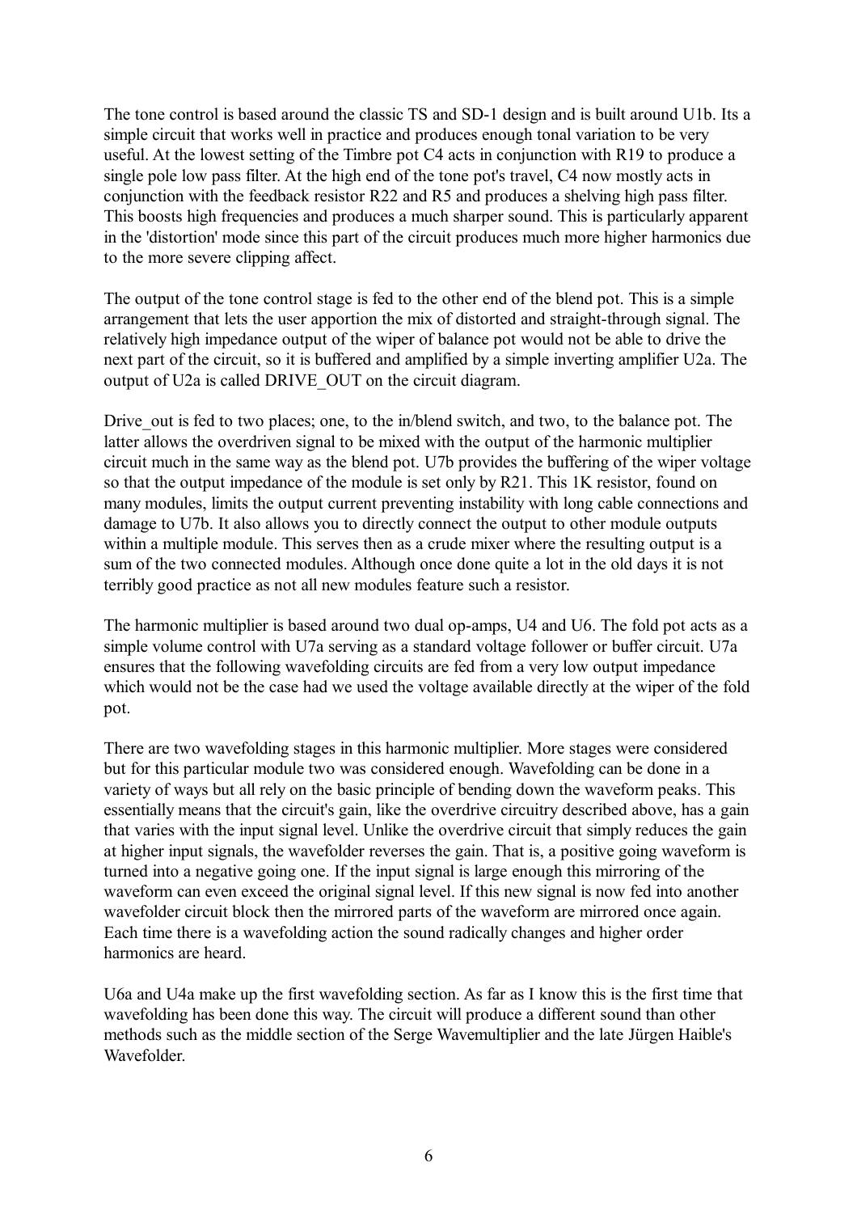The tone control is based around the classic TS and SD-1 design and is built around U1b. Its a simple circuit that works well in practice and produces enough tonal variation to be very useful. At the lowest setting of the Timbre pot C4 acts in conjunction with R19 to produce a single pole low pass filter. At the high end of the tone pot's travel, C4 now mostly acts in conjunction with the feedback resistor R22 and R5 and produces a shelving high pass filter. This boosts high frequencies and produces a much sharper sound. This is particularly apparent in the 'distortion' mode since this part of the circuit produces much more higher harmonics due to the more severe clipping affect.

The output of the tone control stage is fed to the other end of the blend pot. This is a simple arrangement that lets the user apportion the mix of distorted and straight-through signal. The relatively high impedance output of the wiper of balance pot would not be able to drive the next part of the circuit, so it is buffered and amplified by a simple inverting amplifier U2a. The output of U2a is called DRIVE_OUT on the circuit diagram.

Drive_out is fed to two places; one, to the in/blend switch, and two, to the balance pot. The latter allows the overdriven signal to be mixed with the output of the harmonic multiplier circuit much in the same way as the blend pot. U7b provides the buffering of the wiper voltage so that the output impedance of the module is set only by R21. This 1K resistor, found on many modules, limits the output current preventing instability with long cable connections and damage to U7b. It also allows you to directly connect the output to other module outputs within a multiple module. This serves then as a crude mixer where the resulting output is a sum of the two connected modules. Although once done quite a lot in the old days it is not terribly good practice as not all new modules feature such a resistor.

The harmonic multiplier is based around two dual op-amps, U4 and U6. The fold pot acts as a simple volume control with U7a serving as a standard voltage follower or buffer circuit. U7a ensures that the following wavefolding circuits are fed from a very low output impedance which would not be the case had we used the voltage available directly at the wiper of the fold pot.

There are two wavefolding stages in this harmonic multiplier. More stages were considered but for this particular module two was considered enough. Wavefolding can be done in a variety of ways but all rely on the basic principle of bending down the waveform peaks. This essentially means that the circuit's gain, like the overdrive circuitry described above, has a gain that varies with the input signal level. Unlike the overdrive circuit that simply reduces the gain at higher input signals, the wavefolder reverses the gain. That is, a positive going waveform is turned into a negative going one. If the input signal is large enough this mirroring of the waveform can even exceed the original signal level. If this new signal is now fed into another wavefolder circuit block then the mirrored parts of the waveform are mirrored once again. Each time there is a wavefolding action the sound radically changes and higher order harmonics are heard.

U6a and U4a make up the first wavefolding section. As far as I know this is the first time that wavefolding has been done this way. The circuit will produce a different sound than other methods such as the middle section of the Serge Wavemultiplier and the late Jürgen Haible's Wavefolder.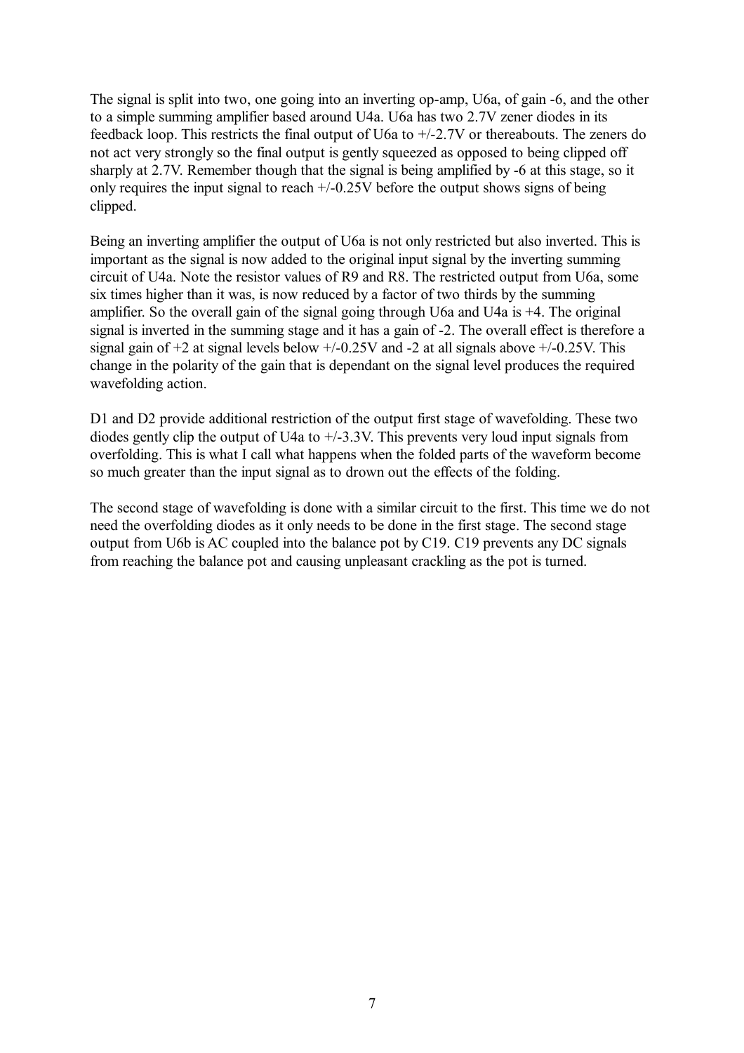The signal is split into two, one going into an inverting op-amp, U6a, of gain -6, and the other to a simple summing amplifier based around U4a. U6a has two 2.7V zener diodes in its feedback loop. This restricts the final output of U6a to +/-2.7V or thereabouts. The zeners do not act very strongly so the final output is gently squeezed as opposed to being clipped off sharply at 2.7V. Remember though that the signal is being amplified by -6 at this stage, so it only requires the input signal to reach +/-0.25V before the output shows signs of being clipped.

Being an inverting amplifier the output of U6a is not only restricted but also inverted. This is important as the signal is now added to the original input signal by the inverting summing circuit of U4a. Note the resistor values of R9 and R8. The restricted output from U6a, some six times higher than it was, is now reduced by a factor of two thirds by the summing amplifier. So the overall gain of the signal going through U6a and U4a is +4. The original signal is inverted in the summing stage and it has a gain of -2. The overall effect is therefore a signal gain of +2 at signal levels below +/-0.25V and -2 at all signals above +/-0.25V. This change in the polarity of the gain that is dependant on the signal level produces the required wavefolding action.

D1 and D2 provide additional restriction of the output first stage of wavefolding. These two diodes gently clip the output of U4a to +/-3.3V. This prevents very loud input signals from overfolding. This is what I call what happens when the folded parts of the waveform become so much greater than the input signal as to drown out the effects of the folding.

The second stage of wavefolding is done with a similar circuit to the first. This time we do not need the overfolding diodes as it only needs to be done in the first stage. The second stage output from U6b is AC coupled into the balance pot by C19. C19 prevents any DC signals from reaching the balance pot and causing unpleasant crackling as the pot is turned.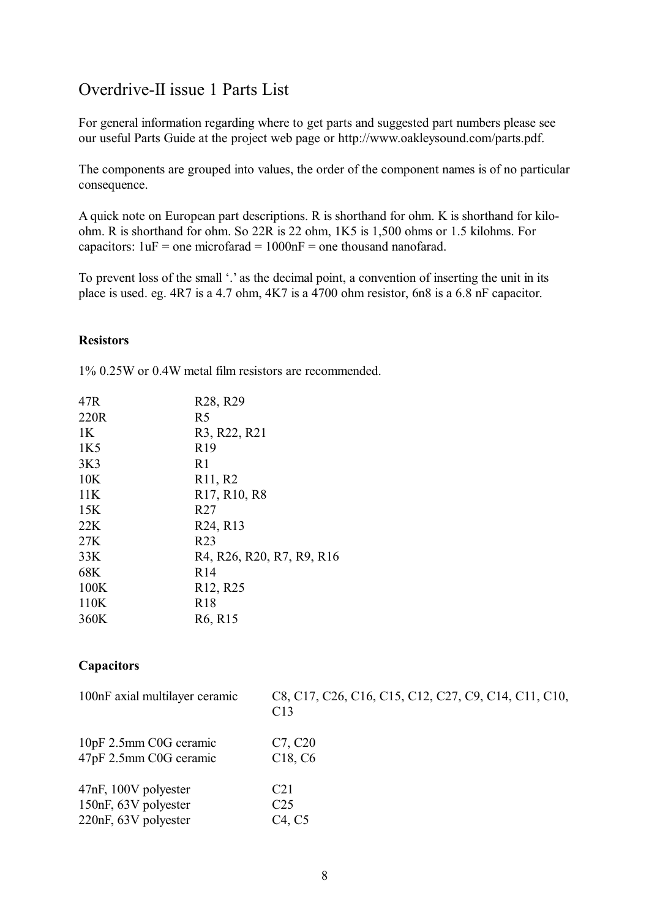# Overdrive-II issue 1 Parts List

For general information regarding where to get parts and suggested part numbers please see our useful Parts Guide at the project web page or http://www.oakleysound.com/parts.pdf.

The components are grouped into values, the order of the component names is of no particular consequence.

A quick note on European part descriptions. R is shorthand for ohm. K is shorthand for kilo-ohm. R is shorthand for ohm. So 22R is 22 ohm, 1K5 is 1,500 ohms or 1.5 kilohms. For capacitors: 1uF = one microfarad = 1000nF = one thousand nanofarad.

To prevent loss of the small '.' as the decimal point, a convention of inserting the unit in its place is used. eg. 4R7 is a 4.7 ohm, 4K7 is a 4700 ohm resistor, 6n8 is a 6.8 nF capacitor.

## Resistors

1% 0.25W or 0.4W metal film resistors are recommended.

| Value | Components |
|---|---|
| 47R | R28, R29 |
| 220R | R5 |
| 1K | R3, R22, R21 |
| 1K5 | R19 |
| 3K3 | R1 |
| 10K | R11, R2 |
| 11K | R17, R10, R8 |
| 15K | R27 |
| 22K | R24, R13 |
| 27K | R23 |
| 33K | R4, R26, R20, R7, R9, R16 |
| 68K | R14 |
| 100K | R12, R25 |
| 110K | R18 |
| 360K | R6, R15 |

## Capacitors

| Value | Components |
|---|---|
| 100nF axial multilayer ceramic | C8, C17, C26, C16, C15, C12, C27, C9, C14, C11, C10, C13 |
| 10pF 2.5mm C0G ceramic | C7, C20 |
| 47pF 2.5mm C0G ceramic | C18, C6 |
| 47nF, 100V polyester | C21 |
| 150nF, 63V polyester | C25 |
| 220nF, 63V polyester | C4, C5 |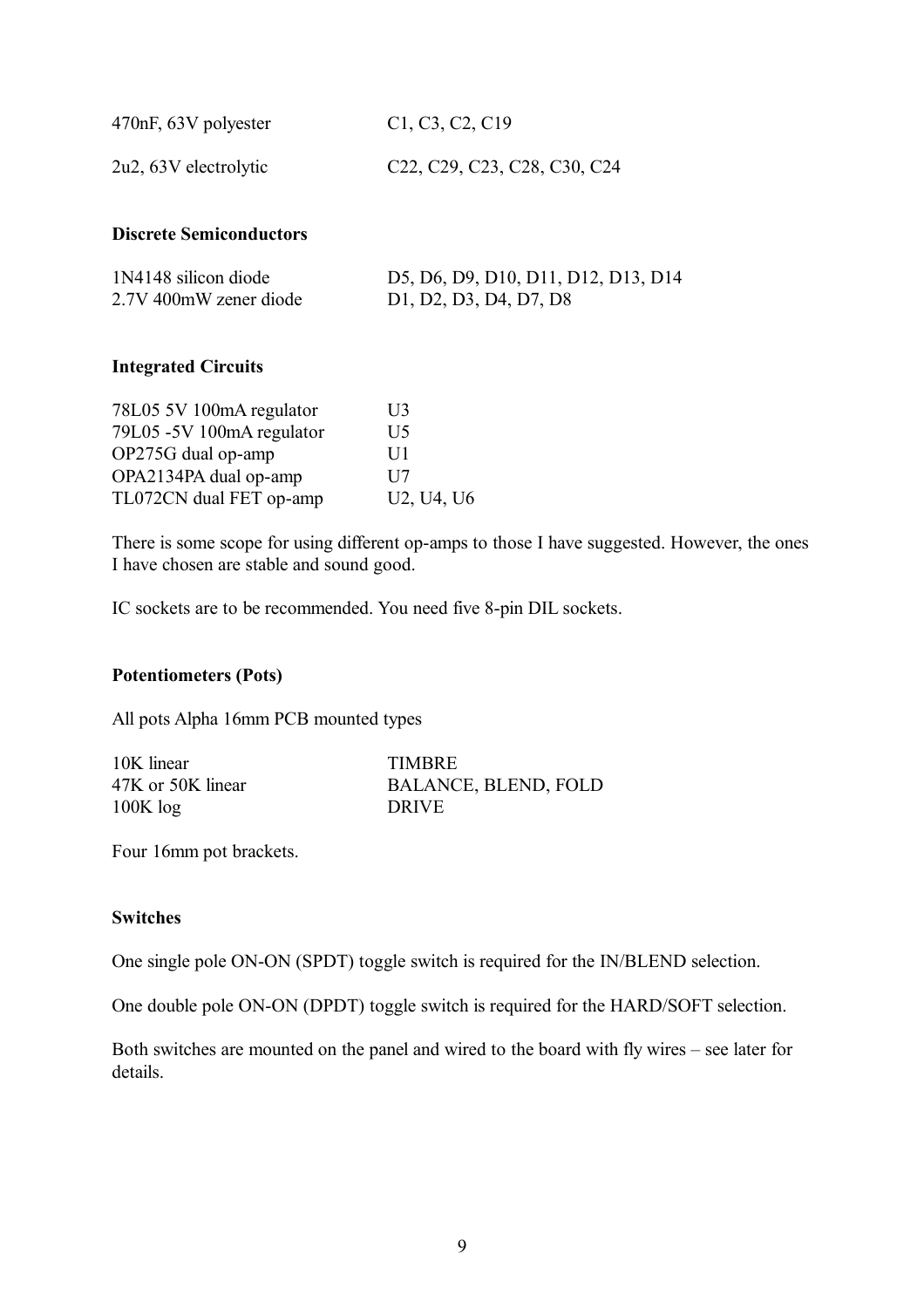| | |
|---|---|
| 470nF, 63V polyester | C1, C3, C2, C19 |
| 2u2, 63V electrolytic | C22, C29, C23, C28, C30, C24 |

### Discrete Semiconductors

| | |
|---|---|
| 1N4148 silicon diode | D5, D6, D9, D10, D11, D12, D13, D14 |
| 2.7V 400mW zener diode | D1, D2, D3, D4, D7, D8 |

### Integrated Circuits

| | |
|---|---|
| 78L05 5V 100mA regulator | U3 |
| 79L05 -5V 100mA regulator | U5 |
| OP275G dual op-amp | U1 |
| OPA2134PA dual op-amp | U7 |
| TL072CN dual FET op-amp | U2, U4, U6 |

There is some scope for using different op-amps to those I have suggested. However, the ones I have chosen are stable and sound good.

IC sockets are to be recommended. You need five 8-pin DIL sockets.

### Potentiometers (Pots)

All pots Alpha 16mm PCB mounted types

| | |
|---|---|
| 10K linear | TIMBRE |
| 47K or 50K linear | BALANCE, BLEND, FOLD |
| 100K log | DRIVE |

Four 16mm pot brackets.

### Switches

One single pole ON-ON (SPDT) toggle switch is required for the IN/BLEND selection.

One double pole ON-ON (DPDT) toggle switch is required for the HARD/SOFT selection.

Both switches are mounted on the panel and wired to the board with fly wires – see later for details.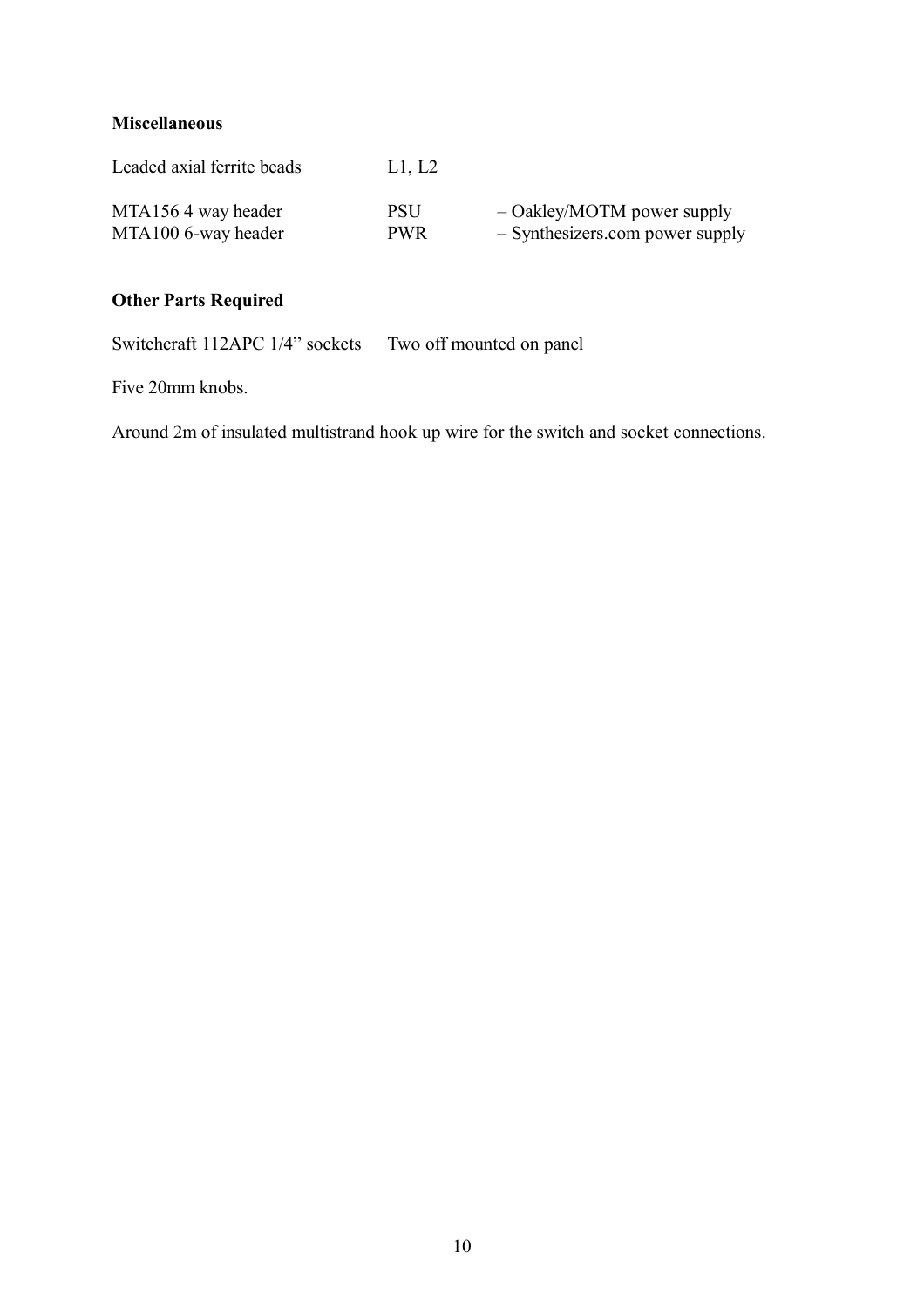**Miscellaneous**

| | | |
|---|---|---|
| Leaded axial ferrite beads | L1, L2 | |
| MTA156 4 way header | PSU | – Oakley/MOTM power supply |
| MTA100 6-way header | PWR | – Synthesizers.com power supply |

**Other Parts Required**

Switchcraft 112APC 1/4" sockets     Two off mounted on panel

Five 20mm knobs.

Around 2m of insulated multistrand hook up wire for the switch and socket connections.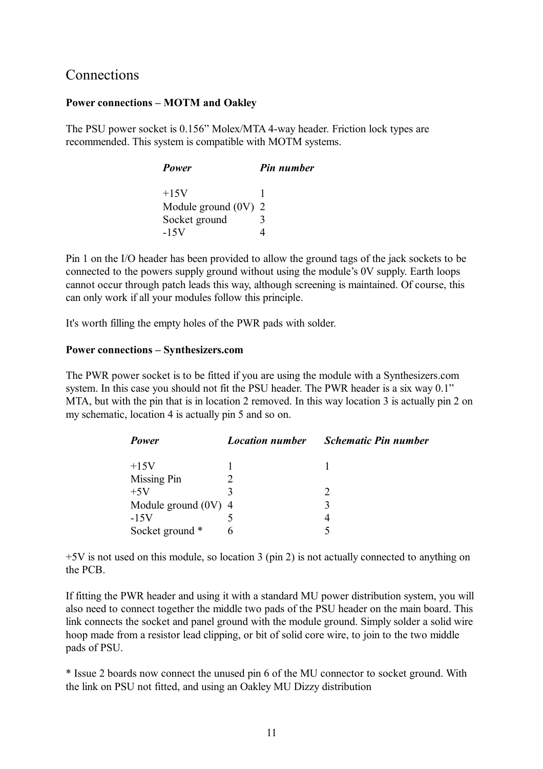## Connections

**Power connections – MOTM and Oakley**

The PSU power socket is 0.156" Molex/MTA 4-way header. Friction lock types are recommended. This system is compatible with MOTM systems.

| *Power* | *Pin number* |
|---|---|
| +15V | 1 |
| Module ground (0V) | 2 |
| Socket ground | 3 |
| -15V | 4 |

Pin 1 on the I/O header has been provided to allow the ground tags of the jack sockets to be connected to the powers supply ground without using the module's 0V supply. Earth loops cannot occur through patch leads this way, although screening is maintained. Of course, this can only work if all your modules follow this principle.

It's worth filling the empty holes of the PWR pads with solder.

**Power connections – Synthesizers.com**

The PWR power socket is to be fitted if you are using the module with a Synthesizers.com system. In this case you should not fit the PSU header. The PWR header is a six way 0.1" MTA, but with the pin that is in location 2 removed. In this way location 3 is actually pin 2 on my schematic, location 4 is actually pin 5 and so on.

| *Power* | *Location number* | *Schematic Pin number* |
|---|---|---|
| +15V | 1 | 1 |
| Missing Pin | 2 | |
| +5V | 3 | 2 |
| Module ground (0V) | 4 | 3 |
| -15V | 5 | 4 |
| Socket ground * | 6 | 5 |

+5V is not used on this module, so location 3 (pin 2) is not actually connected to anything on the PCB.

If fitting the PWR header and using it with a standard MU power distribution system, you will also need to connect together the middle two pads of the PSU header on the main board. This link connects the socket and panel ground with the module ground. Simply solder a solid wire hoop made from a resistor lead clipping, or bit of solid core wire, to join to the two middle pads of PSU.

* Issue 2 boards now connect the unused pin 6 of the MU connector to socket ground. With the link on PSU not fitted, and using an Oakley MU Dizzy distribution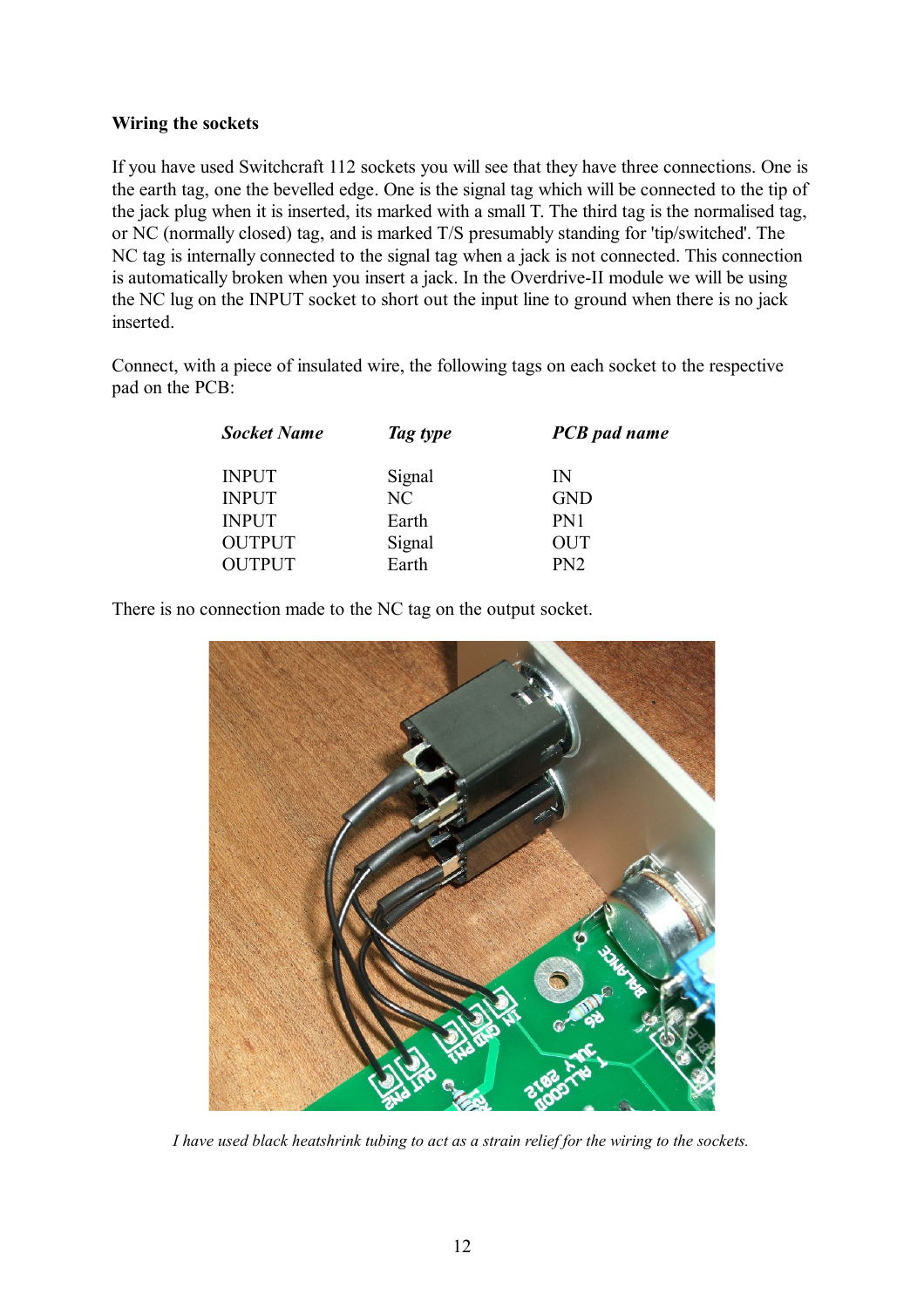**Wiring the sockets**

If you have used Switchcraft 112 sockets you will see that they have three connections. One is the earth tag, one the bevelled edge. One is the signal tag which will be connected to the tip of the jack plug when it is inserted, its marked with a small T. The third tag is the normalised tag, or NC (normally closed) tag, and is marked T/S presumably standing for 'tip/switched'. The NC tag is internally connected to the signal tag when a jack is not connected. This connection is automatically broken when you insert a jack. In the Overdrive-II module we will be using the NC lug on the INPUT socket to short out the input line to ground when there is no jack inserted.

Connect, with a piece of insulated wire, the following tags on each socket to the respective pad on the PCB:

| ***Socket Name*** | ***Tag type*** | ***PCB pad name*** |
|---|---|---|
| INPUT | Signal | IN |
| INPUT | NC | GND |
| INPUT | Earth | PN1 |
| OUTPUT | Signal | OUT |
| OUTPUT | Earth | PN2 |

There is no connection made to the NC tag on the output socket.

*I have used black heatshrink tubing to act as a strain relief for the wiring to the sockets.*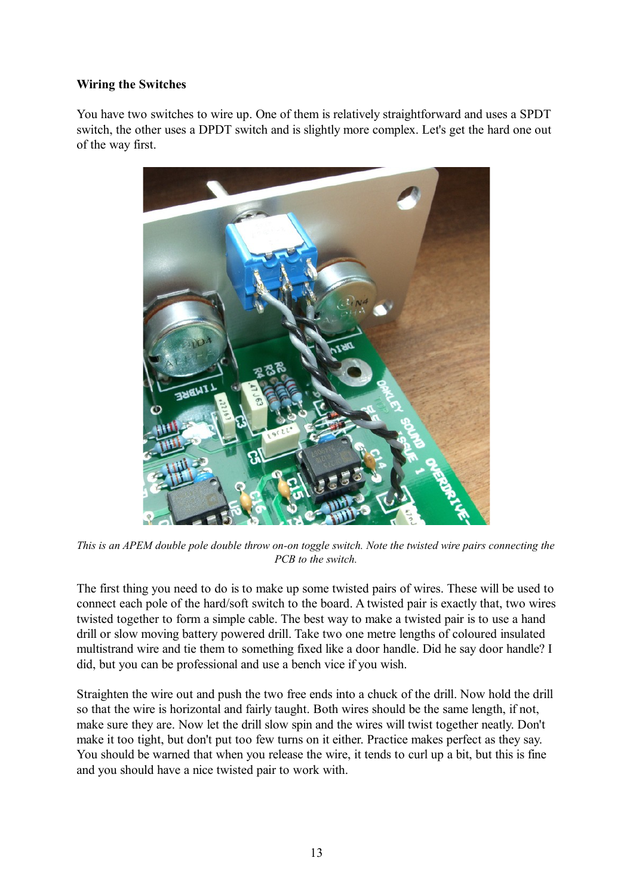### Wiring the Switches

You have two switches to wire up. One of them is relatively straightforward and uses a SPDT switch, the other uses a DPDT switch and is slightly more complex. Let's get the hard one out of the way first.

*This is an APEM double pole double throw on-on toggle switch. Note the twisted wire pairs connecting the PCB to the switch.*

The first thing you need to do is to make up some twisted pairs of wires. These will be used to connect each pole of the hard/soft switch to the board. A twisted pair is exactly that, two wires twisted together to form a simple cable. The best way to make a twisted pair is to use a hand drill or slow moving battery powered drill. Take two one metre lengths of coloured insulated multistrand wire and tie them to something fixed like a door handle. Did he say door handle? I did, but you can be professional and use a bench vice if you wish.

Straighten the wire out and push the two free ends into a chuck of the drill. Now hold the drill so that the wire is horizontal and fairly taught. Both wires should be the same length, if not, make sure they are. Now let the drill slow spin and the wires will twist together neatly. Don't make it too tight, but don't put too few turns on it either. Practice makes perfect as they say. You should be warned that when you release the wire, it tends to curl up a bit, but this is fine and you should have a nice twisted pair to work with.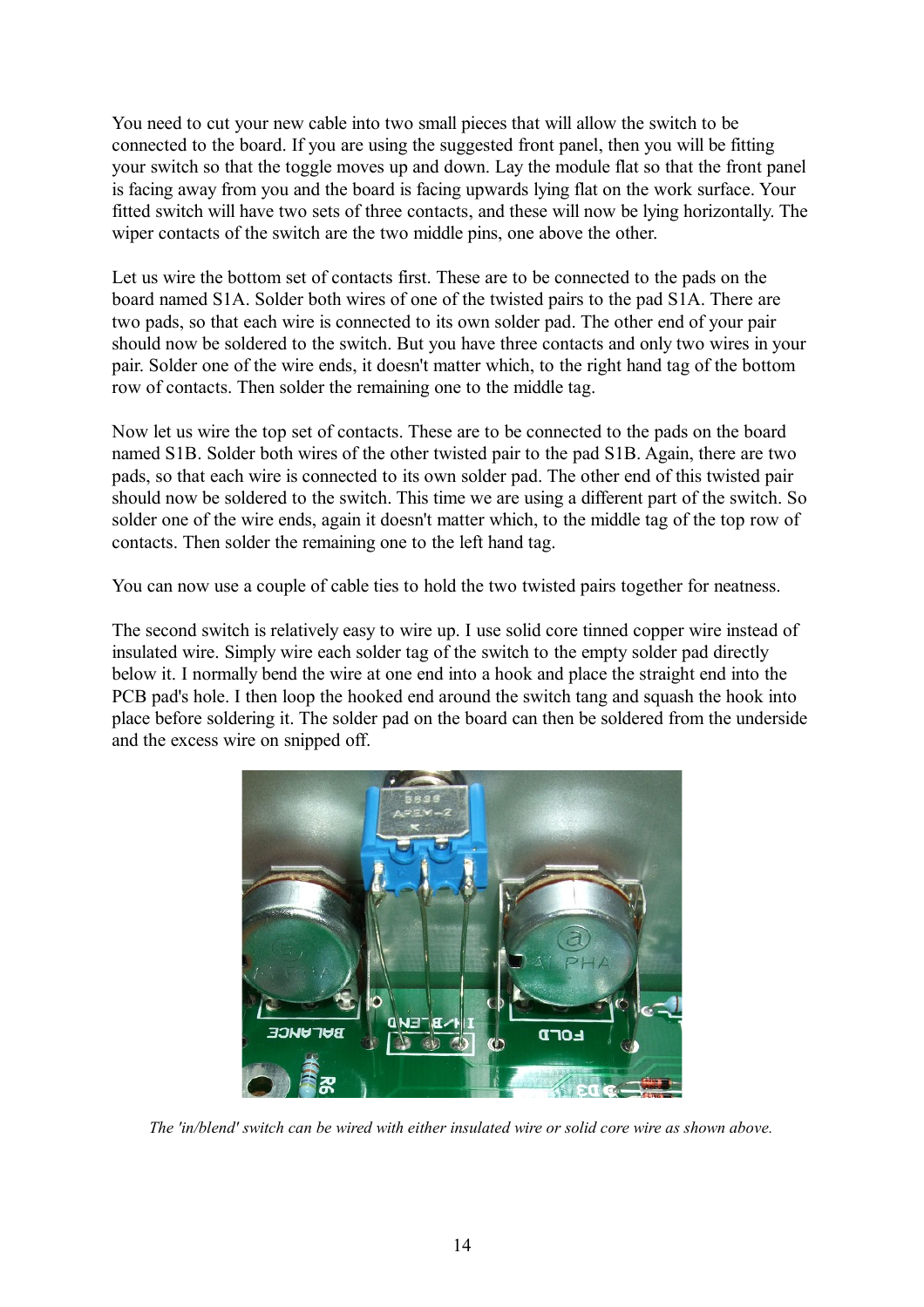You need to cut your new cable into two small pieces that will allow the switch to be connected to the board. If you are using the suggested front panel, then you will be fitting your switch so that the toggle moves up and down. Lay the module flat so that the front panel is facing away from you and the board is facing upwards lying flat on the work surface. Your fitted switch will have two sets of three contacts, and these will now be lying horizontally. The wiper contacts of the switch are the two middle pins, one above the other.

Let us wire the bottom set of contacts first. These are to be connected to the pads on the board named S1A. Solder both wires of one of the twisted pairs to the pad S1A. There are two pads, so that each wire is connected to its own solder pad. The other end of your pair should now be soldered to the switch. But you have three contacts and only two wires in your pair. Solder one of the wire ends, it doesn't matter which, to the right hand tag of the bottom row of contacts. Then solder the remaining one to the middle tag.

Now let us wire the top set of contacts. These are to be connected to the pads on the board named S1B. Solder both wires of the other twisted pair to the pad S1B. Again, there are two pads, so that each wire is connected to its own solder pad. The other end of this twisted pair should now be soldered to the switch. This time we are using a different part of the switch. So solder one of the wire ends, again it doesn't matter which, to the middle tag of the top row of contacts. Then solder the remaining one to the left hand tag.

You can now use a couple of cable ties to hold the two twisted pairs together for neatness.

The second switch is relatively easy to wire up. I use solid core tinned copper wire instead of insulated wire. Simply wire each solder tag of the switch to the empty solder pad directly below it. I normally bend the wire at one end into a hook and place the straight end into the PCB pad's hole. I then loop the hooked end around the switch tang and squash the hook into place before soldering it. The solder pad on the board can then be soldered from the underside and the excess wire on snipped off.

*The 'in/blend' switch can be wired with either insulated wire or solid core wire as shown above.*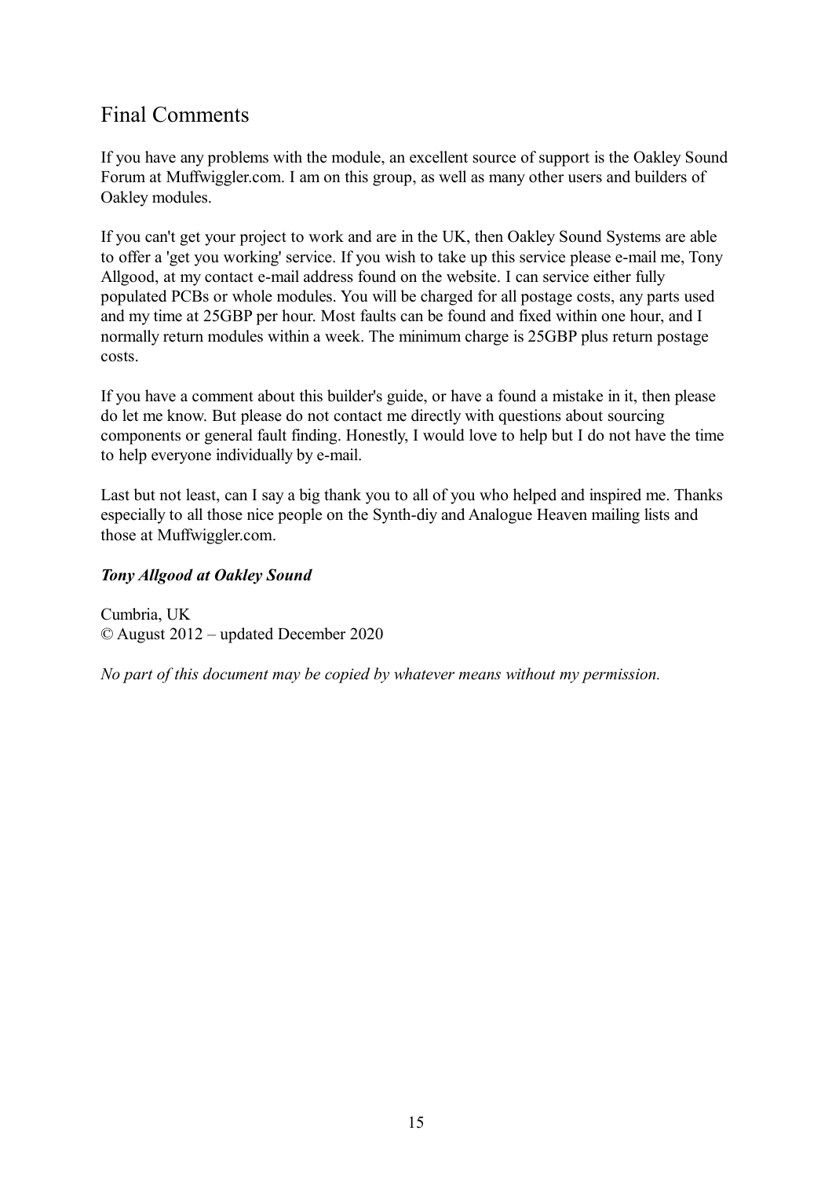## Final Comments

If you have any problems with the module, an excellent source of support is the Oakley Sound Forum at Muffwiggler.com. I am on this group, as well as many other users and builders of Oakley modules.

If you can't get your project to work and are in the UK, then Oakley Sound Systems are able to offer a 'get you working' service. If you wish to take up this service please e-mail me, Tony Allgood, at my contact e-mail address found on the website. I can service either fully populated PCBs or whole modules. You will be charged for all postage costs, any parts used and my time at 25GBP per hour. Most faults can be found and fixed within one hour, and I normally return modules within a week. The minimum charge is 25GBP plus return postage costs.

If you have a comment about this builder's guide, or have a found a mistake in it, then please do let me know. But please do not contact me directly with questions about sourcing components or general fault finding. Honestly, I would love to help but I do not have the time to help everyone individually by e-mail.

Last but not least, can I say a big thank you to all of you who helped and inspired me. Thanks especially to all those nice people on the Synth-diy and Analogue Heaven mailing lists and those at Muffwiggler.com.

***Tony Allgood at Oakley Sound***

Cumbria, UK
© August 2012 – updated December 2020

*No part of this document may be copied by whatever means without my permission.*